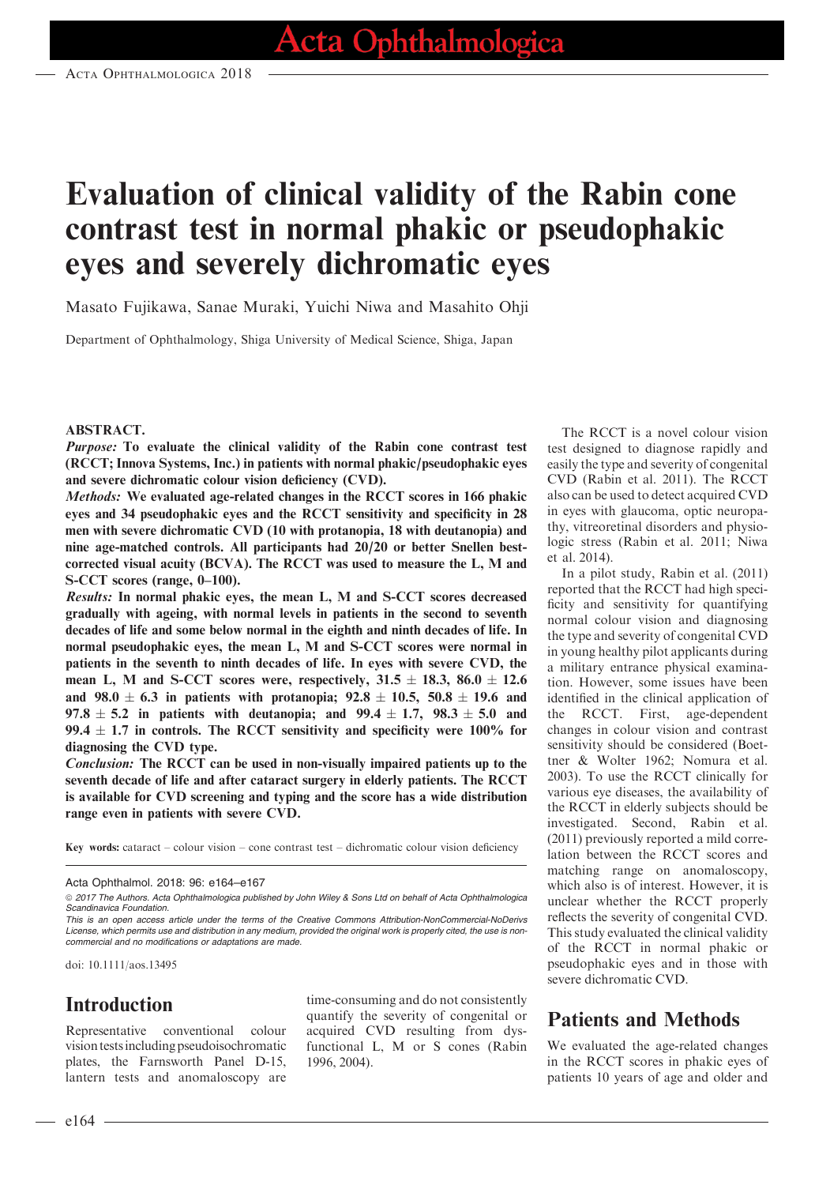# Evaluation of clinical validity of the Rabin cone contrast test in normal phakic or pseudophakic eyes and severely dichromatic eyes

Masato Fujikawa, Sanae Muraki, Yuichi Niwa and Masahito Ohji

Department of Ophthalmology, Shiga University of Medical Science, Shiga, Japan

**ABSTRACT.**

***Purpose:*** **To evaluate the clinical validity of the Rabin cone contrast test (RCCT; Innova Systems, Inc.) in patients with normal phakic/pseudophakic eyes and severe dichromatic colour vision deficiency (CVD).**

***Methods:*** **We evaluated age-related changes in the RCCT scores in 166 phakic eyes and 34 pseudophakic eyes and the RCCT sensitivity and specificity in 28 men with severe dichromatic CVD (10 with protanopia, 18 with deutanopia) and nine age-matched controls. All participants had 20/20 or better Snellen best-corrected visual acuity (BCVA). The RCCT was used to measure the L, M and S-CCT scores (range, 0–100).**

***Results:*** **In normal phakic eyes, the mean L, M and S-CCT scores decreased gradually with ageing, with normal levels in patients in the second to seventh decades of life and some below normal in the eighth and ninth decades of life. In normal pseudophakic eyes, the mean L, M and S-CCT scores were normal in patients in the seventh to ninth decades of life. In eyes with severe CVD, the mean L, M and S-CCT scores were, respectively, $31.5 \pm 18.3$, $86.0 \pm 12.6$ and $98.0 \pm 6.3$ in patients with protanopia; $92.8 \pm 10.5$, $50.8 \pm 19.6$ and $97.8 \pm 5.2$ in patients with deutanopia; and $99.4 \pm 1.7$, $98.3 \pm 5.0$ and $99.4 \pm 1.7$ in controls. The RCCT sensitivity and specificity were 100% for diagnosing the CVD type.**

***Conclusion:*** **The RCCT can be used in non-visually impaired patients up to the seventh decade of life and after cataract surgery in elderly patients. The RCCT is available for CVD screening and typing and the score has a wide distribution range even in patients with severe CVD.**

**Key words:** cataract – colour vision – cone contrast test – dichromatic colour vision deficiency

Acta Ophthalmol. 2018: 96: e164–e167

© 2017 The Authors. Acta Ophthalmologica published by John Wiley & Sons Ltd on behalf of Acta Ophthalmologica Scandinavica Foundation.

This is an open access article under the terms of the Creative Commons Attribution-NonCommercial-NoDerivs License, which permits use and distribution in any medium, provided the original work is properly cited, the use is non-commercial and no modifications or adaptations are made.

doi: 10.1111/aos.13495

## Introduction

Representative conventional colour vision tests including pseudoisochromatic plates, the Farnsworth Panel D-15, lantern tests and anomaloscopy are time-consuming and do not consistently quantify the severity of congenital or acquired CVD resulting from dysfunctional L, M or S cones (Rabin 1996, 2004).

The RCCT is a novel colour vision test designed to diagnose rapidly and easily the type and severity of congenital CVD (Rabin et al. 2011). The RCCT also can be used to detect acquired CVD in eyes with glaucoma, optic neuropathy, vitreoretinal disorders and physiologic stress (Rabin et al. 2011; Niwa et al. 2014).

In a pilot study, Rabin et al. (2011) reported that the RCCT had high specificity and sensitivity for quantifying normal colour vision and diagnosing the type and severity of congenital CVD in young healthy pilot applicants during a military entrance physical examination. However, some issues have been identified in the clinical application of the RCCT. First, age-dependent changes in colour vision and contrast sensitivity should be considered (Boettner & Wolter 1962; Nomura et al. 2003). To use the RCCT clinically for various eye diseases, the availability of the RCCT in elderly subjects should be investigated. Second, Rabin et al. (2011) previously reported a mild correlation between the RCCT scores and matching range on anomaloscopy, which also is of interest. However, it is unclear whether the RCCT properly reflects the severity of congenital CVD. This study evaluated the clinical validity of the RCCT in normal phakic or pseudophakic eyes and in those with severe dichromatic CVD.

## Patients and Methods

We evaluated the age-related changes in the RCCT scores in phakic eyes of patients 10 years of age and older and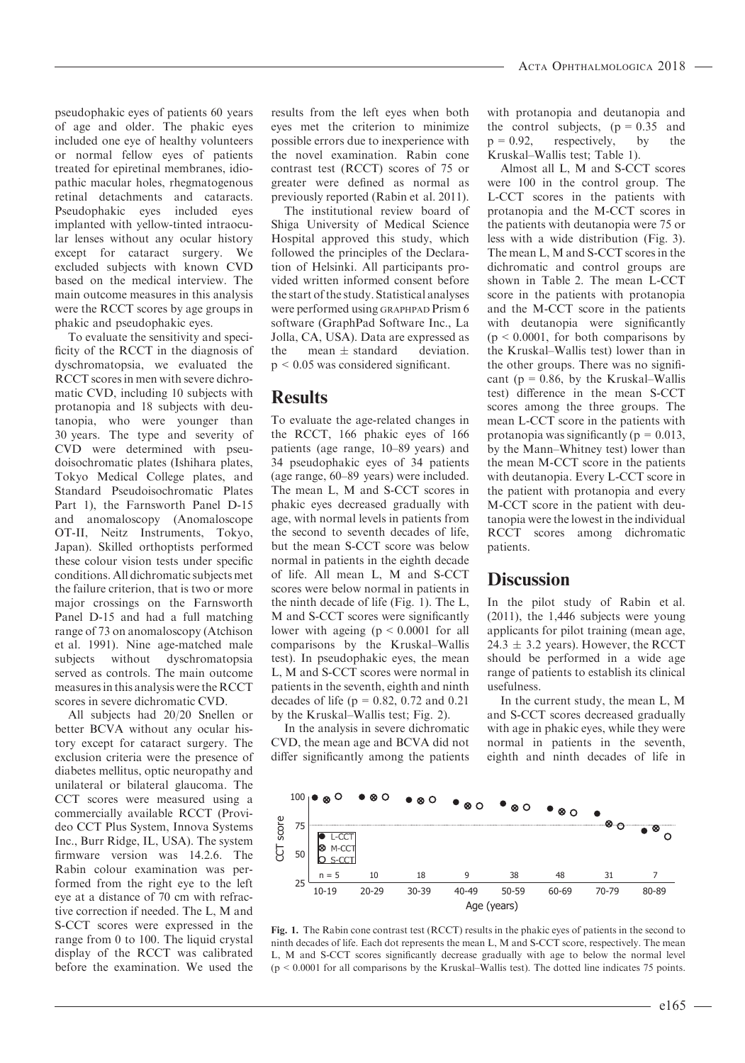pseudophakic eyes of patients 60 years of age and older. The phakic eyes included one eye of healthy volunteers or normal fellow eyes of patients treated for epiretinal membranes, idiopathic macular holes, rhegmatogenous retinal detachments and cataracts. Pseudophakic eyes included eyes implanted with yellow-tinted intraocular lenses without any ocular history except for cataract surgery. We excluded subjects with known CVD based on the medical interview. The main outcome measures in this analysis were the RCCT scores by age groups in phakic and pseudophakic eyes.

To evaluate the sensitivity and specificity of the RCCT in the diagnosis of dyschromatopsia, we evaluated the RCCT scores in men with severe dichromatic CVD, including 10 subjects with protanopia and 18 subjects with deutanopia, who were younger than 30 years. The type and severity of CVD were determined with pseudoisochromatic plates (Ishihara plates, Tokyo Medical College plates, and Standard Pseudoisochromatic Plates Part 1), the Farnsworth Panel D-15 and anomaloscopy (Anomaloscope OT-II, Neitz Instruments, Tokyo, Japan). Skilled orthoptists performed these colour vision tests under specific conditions. All dichromatic subjects met the failure criterion, that is two or more major crossings on the Farnsworth Panel D-15 and had a full matching range of 73 on anomaloscopy (Atchison et al. 1991). Nine age-matched male subjects without dyschromatopsia served as controls. The main outcome measures in this analysis were the RCCT scores in severe dichromatic CVD.

All subjects had 20/20 Snellen or better BCVA without any ocular history except for cataract surgery. The exclusion criteria were the presence of diabetes mellitus, optic neuropathy and unilateral or bilateral glaucoma. The CCT scores were measured using a commercially available RCCT (Provideo CCT Plus System, Innova Systems Inc., Burr Ridge, IL, USA). The system firmware version was 14.2.6. The Rabin colour examination was performed from the right eye to the left eye at a distance of 70 cm with refractive correction if needed. The L, M and S-CCT scores were expressed in the range from 0 to 100. The liquid crystal display of the RCCT was calibrated before the examination. We used the results from the left eyes when both eyes met the criterion to minimize possible errors due to inexperience with the novel examination. Rabin cone contrast test (RCCT) scores of 75 or greater were defined as normal as previously reported (Rabin et al. 2011).

The institutional review board of Shiga University of Medical Science Hospital approved this study, which followed the principles of the Declaration of Helsinki. All participants provided written informed consent before the start of the study. Statistical analyses were performed using GRAPHPAD Prism 6 software (GraphPad Software Inc., La Jolla, CA, USA). Data are expressed as the mean ± standard deviation. $p < 0.05$ was considered significant.

## Results

To evaluate the age-related changes in the RCCT, 166 phakic eyes of 166 patients (age range, 10–89 years) and 34 pseudophakic eyes of 34 patients (age range, 60–89 years) were included. The mean L, M and S-CCT scores in phakic eyes decreased gradually with age, with normal levels in patients from the second to seventh decades of life, but the mean S-CCT score was below normal in patients in the eighth decade of life. All mean L, M and S-CCT scores were below normal in patients in the ninth decade of life (Fig. 1). The L, M and S-CCT scores were significantly lower with ageing ($p < 0.0001$ for all comparisons by the Kruskal–Wallis test). In pseudophakic eyes, the mean L, M and S-CCT scores were normal in patients in the seventh, eighth and ninth decades of life ($p = 0.82$, 0.72 and 0.21 by the Kruskal–Wallis test; Fig. 2).

In the analysis in severe dichromatic CVD, the mean age and BCVA did not differ significantly among the patients with protanopia and deutanopia and the control subjects, ($p = 0.35$ and $p = 0.92$, respectively, by the Kruskal–Wallis test; Table 1).

Almost all L, M and S-CCT scores were 100 in the control group. The L-CCT scores in the patients with protanopia and the M-CCT scores in the patients with deutanopia were 75 or less with a wide distribution (Fig. 3). The mean L, M and S-CCT scores in the dichromatic and control groups are shown in Table 2. The mean L-CCT score in the patients with protanopia and the M-CCT score in the patients with deutanopia were significantly ($p < 0.0001$, for both comparisons by the Kruskal–Wallis test) lower than in the other groups. There was no significant ($p = 0.86$, by the Kruskal–Wallis test) difference in the mean S-CCT scores among the three groups. The mean L-CCT score in the patients with protanopia was significantly ($p = 0.013$, by the Mann–Whitney test) lower than the mean M-CCT score in the patients with deutanopia. Every L-CCT score in the patient with protanopia and every M-CCT score in the patient with deutanopia were the lowest in the individual RCCT scores among dichromatic patients.

## Discussion

In the pilot study of Rabin et al. (2011), the 1,446 subjects were young applicants for pilot training (mean age, 24.3 ± 3.2 years). However, the RCCT should be performed in a wide age range of patients to establish its clinical usefulness.

In the current study, the mean L, M and S-CCT scores decreased gradually with age in phakic eyes, while they were normal in patients in the seventh, eighth and ninth decades of life in

Fig. 1. The Rabin cone contrast test (RCCT) results in the phakic eyes of patients in the second to ninth decades of life. Each dot represents the mean L, M and S-CCT score, respectively. The mean L, M and S-CCT scores significantly decrease gradually with age to below the normal level ($p < 0.0001$ for all comparisons by the Kruskal–Wallis test). The dotted line indicates 75 points.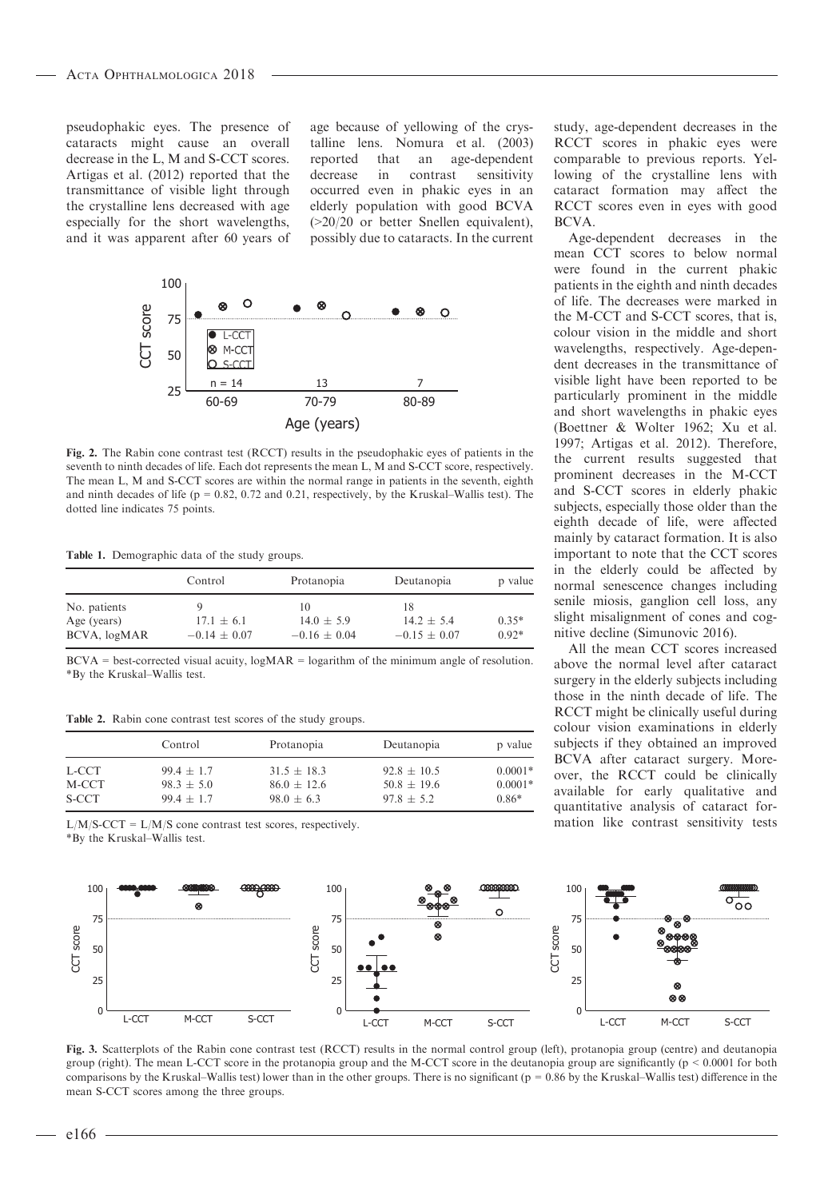pseudophakic eyes. The presence of cataracts might cause an overall decrease in the L, M and S-CCT scores. Artigas et al. (2012) reported that the transmittance of visible light through the crystalline lens decreased with age especially for the short wavelengths, and it was apparent after 60 years of age because of yellowing of the crystalline lens. Nomura et al. (2003) reported that an age-dependent decrease in contrast sensitivity occurred even in phakic eyes in an elderly population with good BCVA (>20/20 or better Snellen equivalent), possibly due to cataracts. In the current study, age-dependent decreases in the RCCT scores in phakic eyes were comparable to previous reports. Yellowing of the crystalline lens with cataract formation may affect the RCCT scores even in eyes with good BCVA.

Age-dependent decreases in the mean CCT scores to below normal were found in the current phakic patients in the eighth and ninth decades of life. The decreases were marked in the M-CCT and S-CCT scores, that is, colour vision in the middle and short wavelengths, respectively. Age-dependent decreases in the transmittance of visible light have been reported to be particularly prominent in the middle and short wavelengths in phakic eyes (Boettner & Wolter 1962; Xu et al. 1997; Artigas et al. 2012). Therefore, the current results suggested that prominent decreases in the M-CCT and S-CCT scores in elderly phakic subjects, especially those older than the eighth decade of life, were affected mainly by cataract formation. It is also important to note that the CCT scores in the elderly could be affected by normal senescence changes including senile miosis, ganglion cell loss, any slight misalignment of cones and cognitive decline (Simunovic 2016).

All the mean CCT scores increased above the normal level after cataract surgery in the elderly subjects including those in the ninth decade of life. The RCCT might be clinically useful during colour vision examinations in elderly subjects if they obtained an improved BCVA after cataract surgery. Moreover, the RCCT could be clinically available for early qualitative and quantitative analysis of cataract formation like contrast sensitivity tests

**Fig. 2.** The Rabin cone contrast test (RCCT) results in the pseudophakic eyes of patients in the seventh to ninth decades of life. Each dot represents the mean L, M and S-CCT score, respectively. The mean L, M and S-CCT scores are within the normal range in patients in the seventh, eighth and ninth decades of life (p = 0.82, 0.72 and 0.21, respectively, by the Kruskal–Wallis test). The dotted line indicates 75 points.

**Table 1.** Demographic data of the study groups.

| | Control | Protanopia | Deutanopia | p value |
|---|---|---|---|---|
| No. patients | 9 | 10 | 18 | |
| Age (years) | 17.1 ± 6.1 | 14.0 ± 5.9 | 14.2 ± 5.4 | 0.35* |
| BCVA, logMAR | −0.14 ± 0.07 | −0.16 ± 0.04 | −0.15 ± 0.07 | 0.92* |

BCVA = best-corrected visual acuity, logMAR = logarithm of the minimum angle of resolution.
*By the Kruskal–Wallis test.

**Table 2.** Rabin cone contrast test scores of the study groups.

| | Control | Protanopia | Deutanopia | p value |
|---|---|---|---|---|
| L-CCT | 99.4 ± 1.7 | 31.5 ± 18.3 | 92.8 ± 10.5 | 0.0001* |
| M-CCT | 98.3 ± 5.0 | 86.0 ± 12.6 | 50.8 ± 19.6 | 0.0001* |
| S-CCT | 99.4 ± 1.7 | 98.0 ± 6.3 | 97.8 ± 5.2 | 0.86* |

L/M/S-CCT = L/M/S cone contrast test scores, respectively.
*By the Kruskal–Wallis test.

**Fig. 3.** Scatterplots of the Rabin cone contrast test (RCCT) results in the normal control group (left), protanopia group (centre) and deutanopia group (right). The mean L-CCT score in the protanopia group and the M-CCT score in the deutanopia group are significantly (p < 0.0001 for both comparisons by the Kruskal–Wallis test) lower than in the other groups. There is no significant (p = 0.86 by the Kruskal–Wallis test) difference in the mean S-CCT scores among the three groups.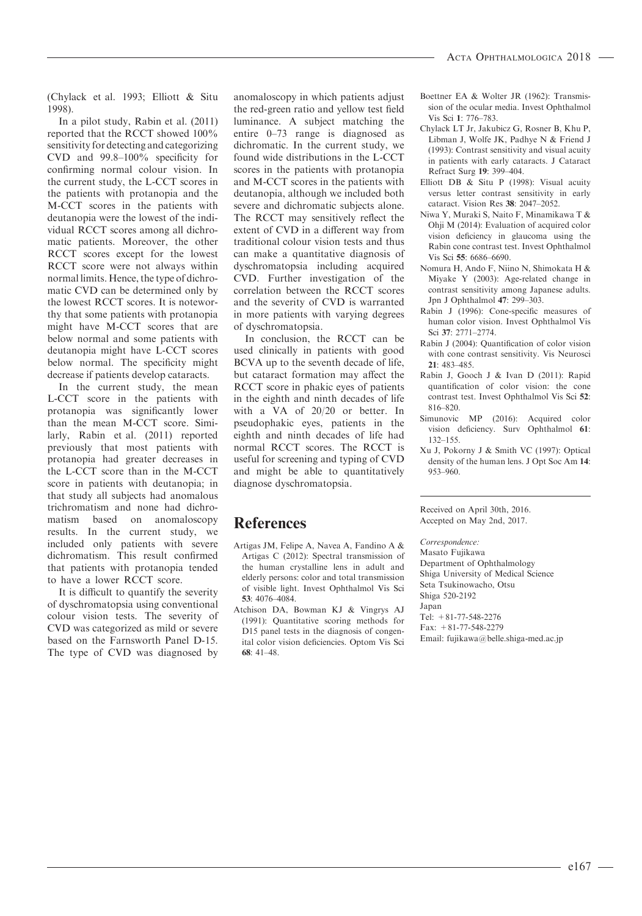(Chylack et al. 1993; Elliott & Situ 1998).

In a pilot study, Rabin et al. (2011) reported that the RCCT showed 100% sensitivity for detecting and categorizing CVD and 99.8–100% specificity for confirming normal colour vision. In the current study, the L-CCT scores in the patients with protanopia and the M-CCT scores in the patients with deutanopia were the lowest of the individual RCCT scores among all dichromatic patients. Moreover, the other RCCT scores except for the lowest RCCT score were not always within normal limits. Hence, the type of dichromatic CVD can be determined only by the lowest RCCT scores. It is noteworthy that some patients with protanopia might have M-CCT scores that are below normal and some patients with deutanopia might have L-CCT scores below normal. The specificity might decrease if patients develop cataracts.

In the current study, the mean L-CCT score in the patients with protanopia was significantly lower than the mean M-CCT score. Similarly, Rabin et al. (2011) reported previously that most patients with protanopia had greater decreases in the L-CCT score than in the M-CCT score in patients with deutanopia; in that study all subjects had anomalous trichromatism and none had dichromatism based on anomaloscopy results. In the current study, we included only patients with severe dichromatism. This result confirmed that patients with protanopia tended to have a lower RCCT score.

It is difficult to quantify the severity of dyschromatopsia using conventional colour vision tests. The severity of CVD was categorized as mild or severe based on the Farnsworth Panel D-15. The type of CVD was diagnosed by anomaloscopy in which patients adjust the red-green ratio and yellow test field luminance. A subject matching the entire 0–73 range is diagnosed as dichromatic. In the current study, we found wide distributions in the L-CCT scores in the patients with protanopia and M-CCT scores in the patients with deutanopia, although we included both severe and dichromatic subjects alone. The RCCT may sensitively reflect the extent of CVD in a different way from traditional colour vision tests and thus can make a quantitative diagnosis of dyschromatopsia including acquired CVD. Further investigation of the correlation between the RCCT scores and the severity of CVD is warranted in more patients with varying degrees of dyschromatopsia.

In conclusion, the RCCT can be used clinically in patients with good BCVA up to the seventh decade of life, but cataract formation may affect the RCCT score in phakic eyes of patients in the eighth and ninth decades of life with a VA of 20/20 or better. In pseudophakic eyes, patients in the eighth and ninth decades of life had normal RCCT scores. The RCCT is useful for screening and typing of CVD and might be able to quantitatively diagnose dyschromatopsia.

# References

Artigas JM, Felipe A, Navea A, Fandino A & Artigas C (2012): Spectral transmission of the human crystalline lens in adult and elderly persons: color and total transmission of visible light. Invest Ophthalmol Vis Sci **53**: 4076–4084.

Atchison DA, Bowman KJ & Vingrys AJ (1991): Quantitative scoring methods for D15 panel tests in the diagnosis of congenital color vision deficiencies. Optom Vis Sci **68**: 41–48.

Boettner EA & Wolter JR (1962): Transmission of the ocular media. Invest Ophthalmol Vis Sci **1**: 776–783.

Chylack LT Jr, Jakubicz G, Rosner B, Khu P, Libman J, Wolfe JK, Padhye N & Friend J (1993): Contrast sensitivity and visual acuity in patients with early cataracts. J Cataract Refract Surg **19**: 399–404.

Elliott DB & Situ P (1998): Visual acuity versus letter contrast sensitivity in early cataract. Vision Res **38**: 2047–2052.

Niwa Y, Muraki S, Naito F, Minamikawa T & Ohji M (2014): Evaluation of acquired color vision deficiency in glaucoma using the Rabin cone contrast test. Invest Ophthalmol Vis Sci **55**: 6686–6690.

Nomura H, Ando F, Niino N, Shimokata H & Miyake Y (2003): Age-related change in contrast sensitivity among Japanese adults. Jpn J Ophthalmol **47**: 299–303.

Rabin J (1996): Cone-specific measures of human color vision. Invest Ophthalmol Vis Sci **37**: 2771–2774.

Rabin J (2004): Quantification of color vision with cone contrast sensitivity. Vis Neurosci **21**: 483–485.

Rabin J, Gooch J & Ivan D (2011): Rapid quantification of color vision: the cone contrast test. Invest Ophthalmol Vis Sci **52**: 816–820.

Simunovic MP (2016): Acquired color vision deficiency. Surv Ophthalmol **61**: 132–155.

Xu J, Pokorny J & Smith VC (1997): Optical density of the human lens. J Opt Soc Am **14**: 953–960.

Received on April 30th, 2016.
Accepted on May 2nd, 2017.

*Correspondence:*
Masato Fujikawa
Department of Ophthalmology
Shiga University of Medical Science
Seta Tsukinowacho, Otsu
Shiga 520-2192
Japan
Tel: +81-77-548-2276
Fax: +81-77-548-2279
Email: fujikawa@belle.shiga-med.ac.jp